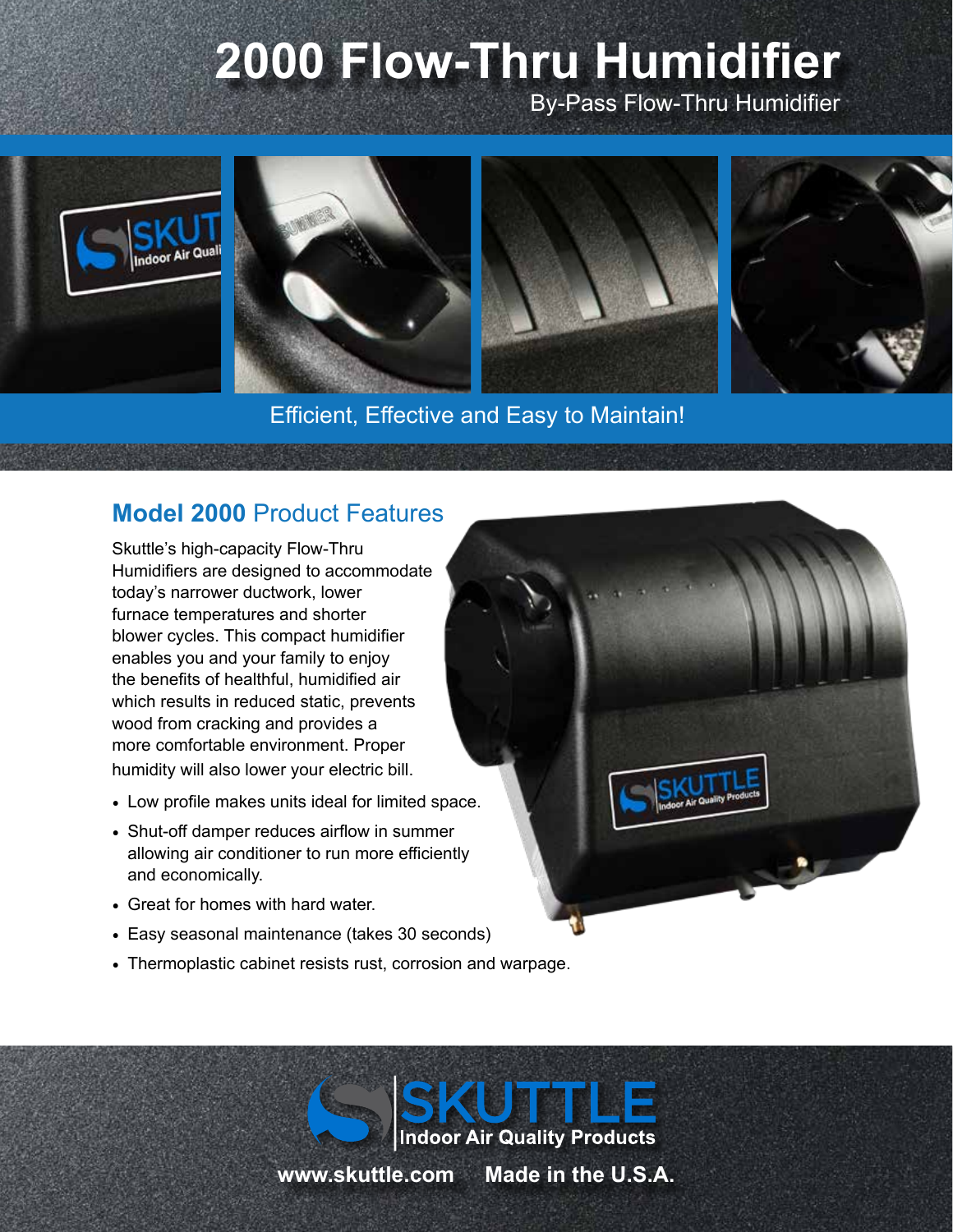# 2000 Flow-Thru Humidifier

By-Pass Flow-Thru Humidifier

Efficient, Effective and Easy to Maintain!

## **Model 2000** Product Features

Skuttle's high-capacity Flow-Thru Humidifiers are designed to accommodate today's narrower ductwork, lower furnace temperatures and shorter blower cycles. This compact humidifier enables you and your family to enjoy the benefits of healthful, humidified air which results in reduced static, prevents wood from cracking and provides a more comfortable environment. Proper humidity will also lower your electric bill.

- Low profile makes units ideal for limited space.
- Shut-off damper reduces airflow in summer allowing air conditioner to run more efficiently and economically.
- Great for homes with hard water.
- Easy seasonal maintenance (takes 30 seconds)
- Thermoplastic cabinet resists rust, corrosion and warpage.

SKUTTLE
Indoor Air Quality Products

www.skuttle.com    Made in the U.S.A.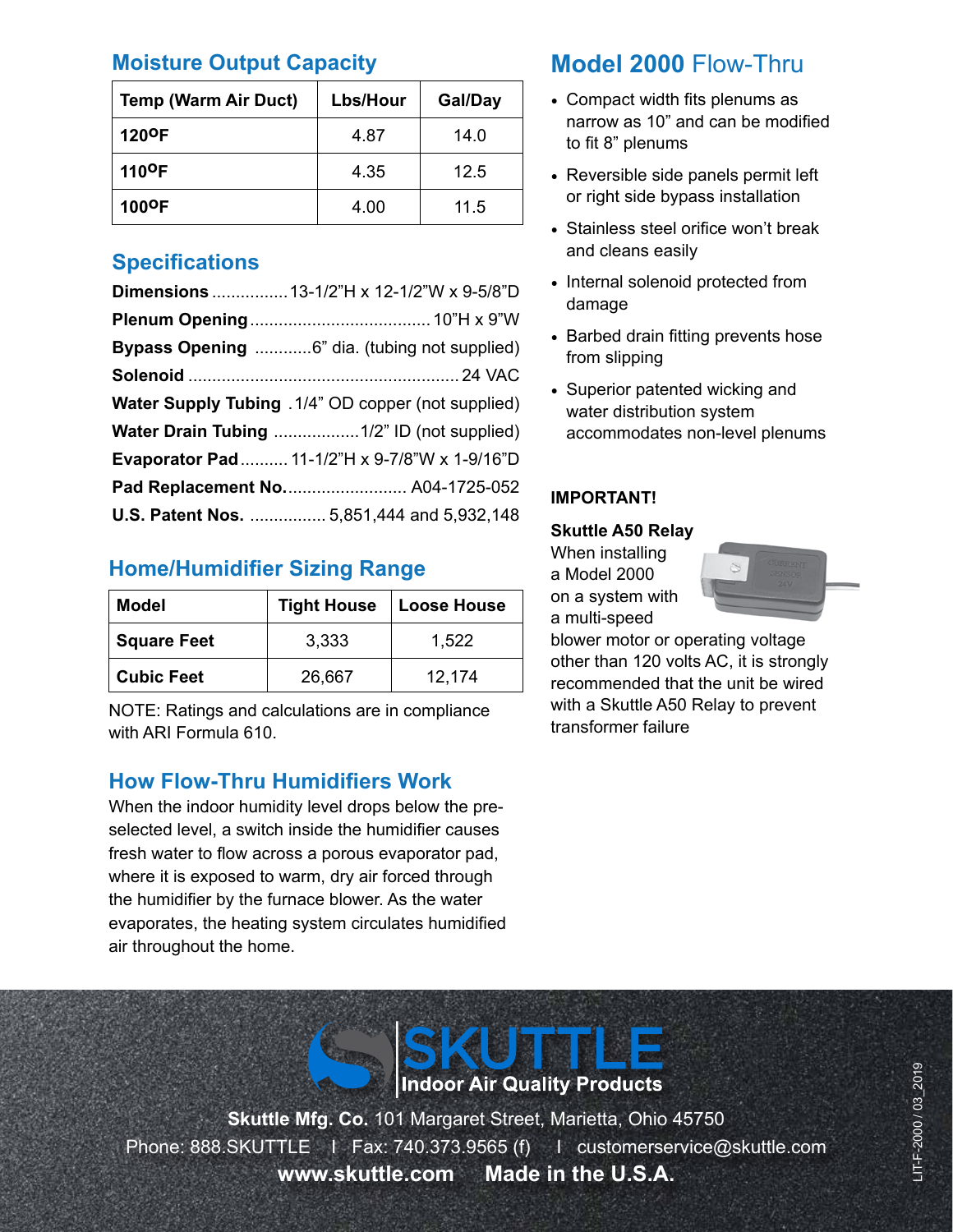## Moisture Output Capacity

| Temp (Warm Air Duct) | Lbs/Hour | Gal/Day |
|---|---|---|
| 120ºF | 4.87 | 14.0 |
| 110ºF | 4.35 | 12.5 |
| 100ºF | 4.00 | 11.5 |

## Specifications

**Dimensions** ................13-1/2"H x 12-1/2"W x 9-5/8"D

**Plenum Opening** ..................................... 10"H x 9"W

**Bypass Opening** ............6" dia. (tubing not supplied)

**Solenoid** ......................................................... 24 VAC

**Water Supply Tubing** .1/4" OD copper (not supplied)

**Water Drain Tubing** ..................1/2" ID (not supplied)

**Evaporator Pad** .......... 11-1/2"H x 9-7/8"W x 1-9/16"D

**Pad Replacement No.** ......................... A04-1725-052

**U.S. Patent Nos.** ................ 5,851,444 and 5,932,148

## Home/Humidifier Sizing Range

| Model | Tight House | Loose House |
|---|---|---|
| Square Feet | 3,333 | 1,522 |
| Cubic Feet | 26,667 | 12,174 |

NOTE: Ratings and calculations are in compliance with ARI Formula 610.

## How Flow-Thru Humidifiers Work

When the indoor humidity level drops below the pre-selected level, a switch inside the humidifier causes fresh water to flow across a porous evaporator pad, where it is exposed to warm, dry air forced through the humidifier by the furnace blower. As the water evaporates, the heating system circulates humidified air throughout the home.

# Model 2000 Flow-Thru

- Compact width fits plenums as narrow as 10" and can be modified to fit 8" plenums
- Reversible side panels permit left or right side bypass installation
- Stainless steel orifice won't break and cleans easily
- Internal solenoid protected from damage
- Barbed drain fitting prevents hose from slipping
- Superior patented wicking and water distribution system accommodates non-level plenums

**IMPORTANT!**

**Skuttle A50 Relay**

When installing a Model 2000 on a system with a multi-speed blower motor or operating voltage other than 120 volts AC, it is strongly recommended that the unit be wired with a Skuttle A50 Relay to prevent transformer failure

SKUTTLE Indoor Air Quality Products

**Skuttle Mfg. Co.** 101 Margaret Street, Marietta, Ohio 45750

Phone: 888.SKUTTLE | Fax: 740.373.9565 (f) | customerservice@skuttle.com

**www.skuttle.com** **Made in the U.S.A.**

LIT-F-2000 / 03_2019